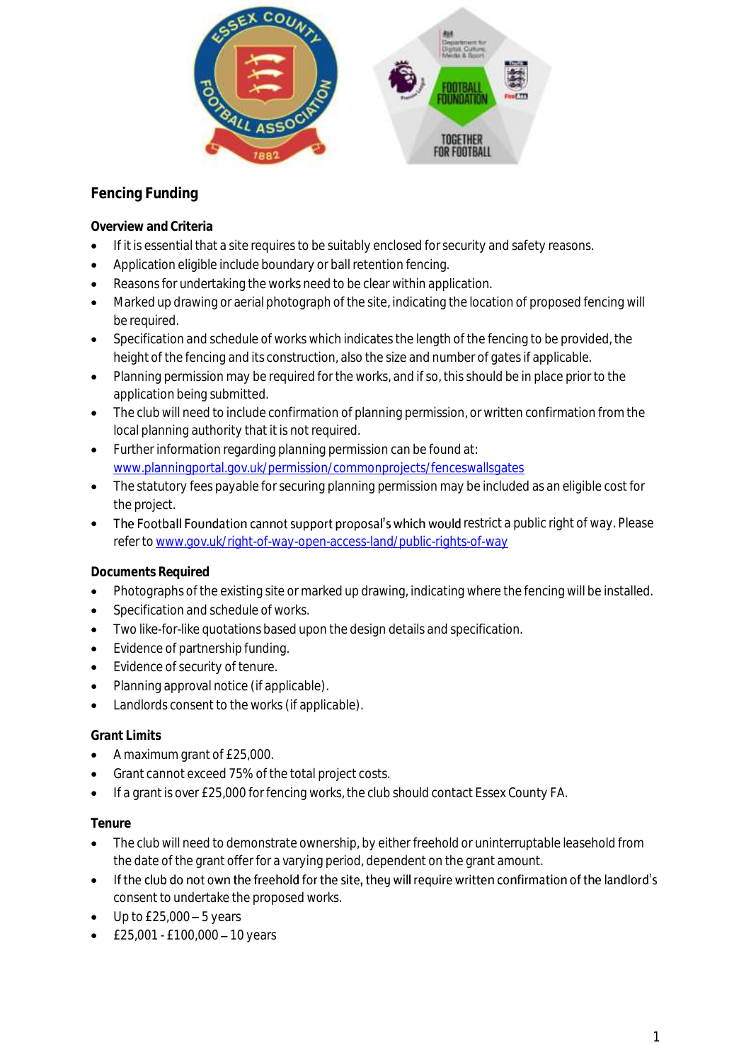## Fencing Funding

### Overview and Criteria

- If it is essential that a site requires to be suitably enclosed for security and safety reasons.
- Application eligible include boundary or ball retention fencing.
- Reasons for undertaking the works need to be clear within application.
- Marked up drawing or aerial photograph of the site, indicating the location of proposed fencing will be required.
- Specification and schedule of works which indicates the length of the fencing to be provided, the height of the fencing and its construction, also the size and number of gates if applicable.
- Planning permission may be required for the works, and if so, this should be in place prior to the application being submitted.
- The club will need to include confirmation of planning permission, or written confirmation from the local planning authority that it is not required.
- Further information regarding planning permission can be found at: www.planningportal.gov.uk/permission/commonprojects/fenceswallsgates
- The statutory fees payable for securing planning permission may be included as an eligible cost for the project.
- The Football Foundation cannot support proposal's which would restrict a public right of way. Please refer to www.gov.uk/right-of-way-open-access-land/public-rights-of-way

### Documents Required

- Photographs of the existing site or marked up drawing, indicating where the fencing will be installed.
- Specification and schedule of works.
- Two like-for-like quotations based upon the design details and specification.
- Evidence of partnership funding.
- Evidence of security of tenure.
- Planning approval notice (if applicable).
- Landlords consent to the works (if applicable).

### Grant Limits

- A maximum grant of £25,000.
- Grant cannot exceed 75% of the total project costs.
- If a grant is over £25,000 for fencing works, the club should contact Essex County FA.

### Tenure

- The club will need to demonstrate ownership, by either freehold or uninterruptable leasehold from the date of the grant offer for a varying period, dependent on the grant amount.
- If the club do not own the freehold for the site, they will require written confirmation of the landlord's consent to undertake the proposed works.
- Up to £25,000 – 5 years
- £25,001 - £100,000 – 10 years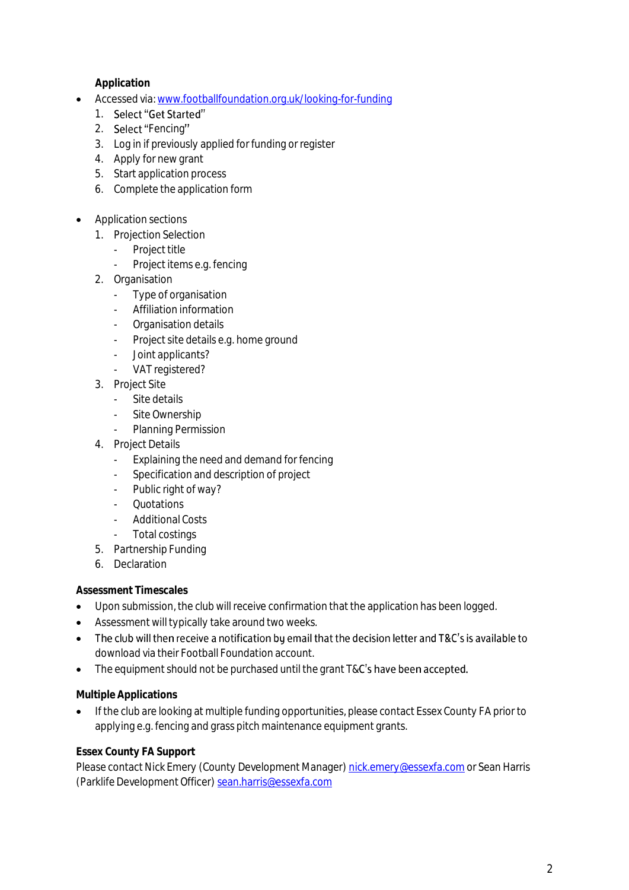**Application**

- Accessed via: [www.footballfoundation.org.uk/looking-for-funding](www.footballfoundation.org.uk/looking-for-funding)
  1. Select "Get Started"
  2. Select "Fencing"
  3. Log in if previously applied for funding or register
  4. Apply for new grant
  5. Start application process
  6. Complete the application form

- Application sections
  1. Projection Selection
     - Project title
     - Project items e.g. fencing
  2. Organisation
     - Type of organisation
     - Affiliation information
     - Organisation details
     - Project site details e.g. home ground
     - Joint applicants?
     - VAT registered?
  3. Project Site
     - Site details
     - Site Ownership
     - Planning Permission
  4. Project Details
     - Explaining the need and demand for fencing
     - Specification and description of project
     - Public right of way?
     - Quotations
     - Additional Costs
     - Total costings
  5. Partnership Funding
  6. Declaration

**Assessment Timescales**

- Upon submission, the club will receive confirmation that the application has been logged.
- Assessment will typically take around two weeks.
- The club will then receive a notification by email that the decision letter and T&C's is available to download via their Football Foundation account.
- The equipment should not be purchased until the grant T&C's have been accepted.

**Multiple Applications**

- If the club are looking at multiple funding opportunities, please contact Essex County FA prior to applying e.g. fencing and grass pitch maintenance equipment grants.

**Essex County FA Support**

Please contact Nick Emery (County Development Manager) [nick.emery@essexfa.com](mailto:nick.emery@essexfa.com) or Sean Harris (Parklife Development Officer) [sean.harris@essexfa.com](mailto:sean.harris@essexfa.com)